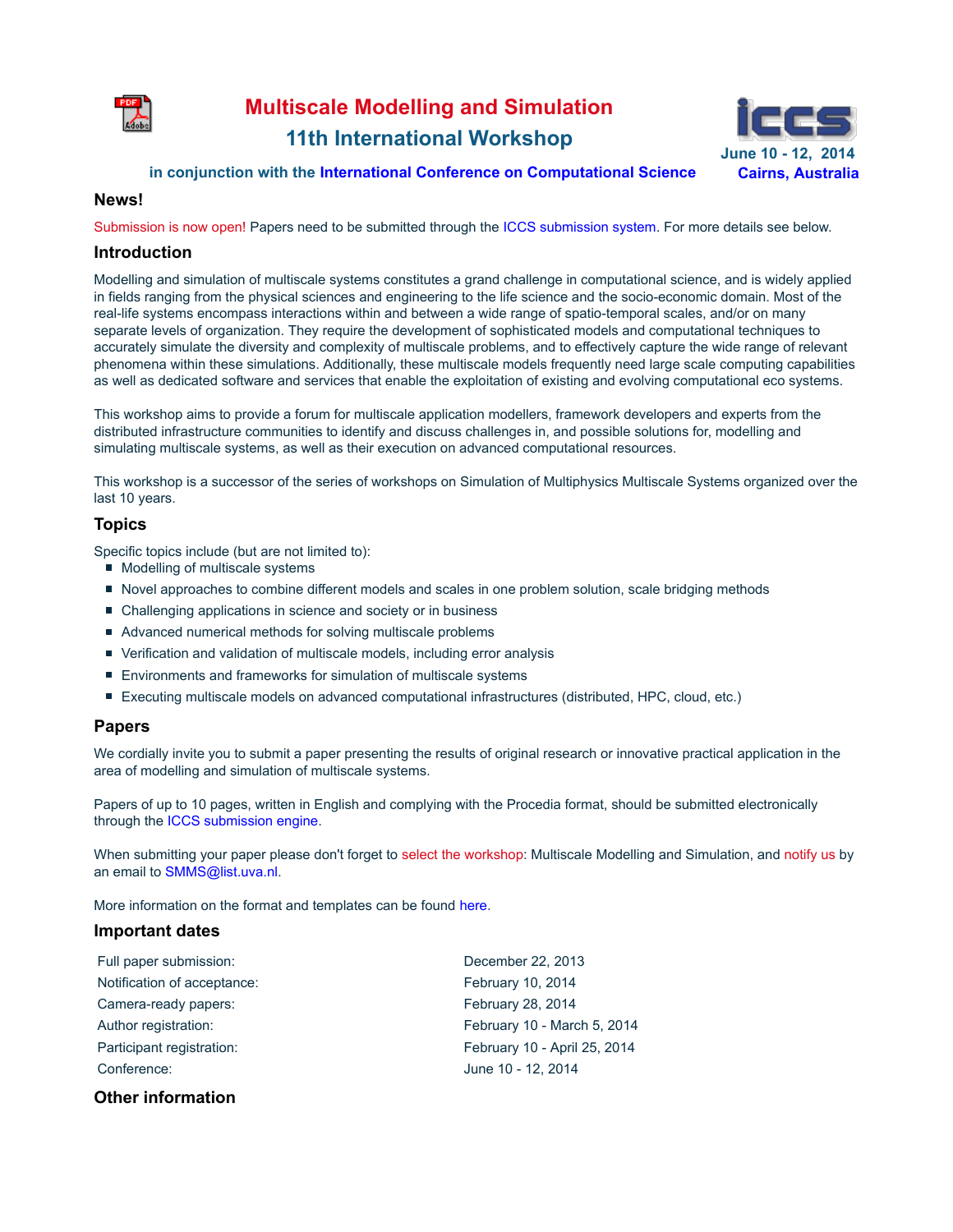# Multiscale Modelling and Simulation
## 11th International Workshop

**in conjunction with the International Conference on Computational Science**

**June 10 - 12, 2014**
**Cairns, Australia**

### News!

Submission is now open! Papers need to be submitted through the ICCS submission system. For more details see below.

### Introduction

Modelling and simulation of multiscale systems constitutes a grand challenge in computational science, and is widely applied in fields ranging from the physical sciences and engineering to the life science and the socio-economic domain. Most of the real-life systems encompass interactions within and between a wide range of spatio-temporal scales, and/or on many separate levels of organization. They require the development of sophisticated models and computational techniques to accurately simulate the diversity and complexity of multiscale problems, and to effectively capture the wide range of relevant phenomena within these simulations. Additionally, these multiscale models frequently need large scale computing capabilities as well as dedicated software and services that enable the exploitation of existing and evolving computational eco systems.

This workshop aims to provide a forum for multiscale application modellers, framework developers and experts from the distributed infrastructure communities to identify and discuss challenges in, and possible solutions for, modelling and simulating multiscale systems, as well as their execution on advanced computational resources.

This workshop is a successor of the series of workshops on Simulation of Multiphysics Multiscale Systems organized over the last 10 years.

### Topics

Specific topics include (but are not limited to):

- Modelling of multiscale systems
- Novel approaches to combine different models and scales in one problem solution, scale bridging methods
- Challenging applications in science and society or in business
- Advanced numerical methods for solving multiscale problems
- Verification and validation of multiscale models, including error analysis
- Environments and frameworks for simulation of multiscale systems
- Executing multiscale models on advanced computational infrastructures (distributed, HPC, cloud, etc.)

### Papers

We cordially invite you to submit a paper presenting the results of original research or innovative practical application in the area of modelling and simulation of multiscale systems.

Papers of up to 10 pages, written in English and complying with the Procedia format, should be submitted electronically through the ICCS submission engine.

When submitting your paper please don't forget to select the workshop: Multiscale Modelling and Simulation, and notify us by an email to SMMS@list.uva.nl.

More information on the format and templates can be found here.

### Important dates

| | |
|---|---|
| Full paper submission: | December 22, 2013 |
| Notification of acceptance: | February 10, 2014 |
| Camera-ready papers: | February 28, 2014 |
| Author registration: | February 10 - March 5, 2014 |
| Participant registration: | February 10 - April 25, 2014 |
| Conference: | June 10 - 12, 2014 |

### Other information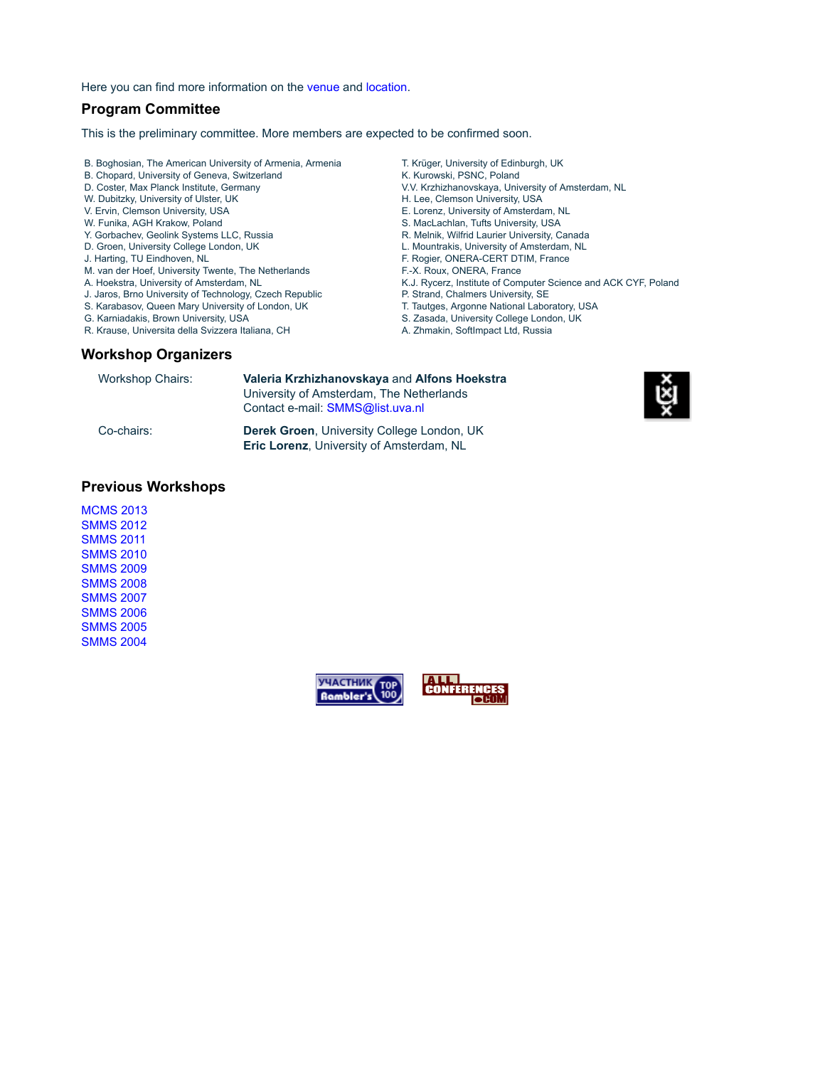Here you can find more information on the venue and location.

## Program Committee

This is the preliminary committee. More members are expected to be confirmed soon.

B. Boghosian, The American University of Armenia, Armenia
B. Chopard, University of Geneva, Switzerland
D. Coster, Max Planck Institute, Germany
W. Dubitzky, University of Ulster, UK
V. Ervin, Clemson University, USA
W. Funika, AGH Krakow, Poland
Y. Gorbachev, Geolink Systems LLC, Russia
D. Groen, University College London, UK
J. Harting, TU Eindhoven, NL
M. van der Hoef, University Twente, The Netherlands
A. Hoekstra, University of Amsterdam, NL
J. Jaros, Brno University of Technology, Czech Republic
S. Karabasov, Queen Mary University of London, UK
G. Karniadakis, Brown University, USA
R. Krause, Universita della Svizzera Italiana, CH
T. Krüger, University of Edinburgh, UK
K. Kurowski, PSNC, Poland
V.V. Krzhizhanovskaya, University of Amsterdam, NL
H. Lee, Clemson University, USA
E. Lorenz, University of Amsterdam, NL
S. MacLachlan, Tufts University, USA
R. Melnik, Wilfrid Laurier University, Canada
L. Mountrakis, University of Amsterdam, NL
F. Rogier, ONERA-CERT DTIM, France
F.-X. Roux, ONERA, France
K.J. Rycerz, Institute of Computer Science and ACK CYF, Poland
P. Strand, Chalmers University, SE
T. Tautges, Argonne National Laboratory, USA
S. Zasada, University College London, UK
A. Zhmakin, SoftImpact Ltd, Russia

## Workshop Organizers

| | |
|---|---|
| Workshop Chairs: | **Valeria Krzhizhanovskaya** and **Alfons Hoekstra**<br>University of Amsterdam, The Netherlands<br>Contact e-mail: SMMS@list.uva.nl |
| Co-chairs: | **Derek Groen**, University College London, UK<br>**Eric Lorenz**, University of Amsterdam, NL |

## Previous Workshops

MCMS 2013
SMMS 2012
SMMS 2011
SMMS 2010
SMMS 2009
SMMS 2008
SMMS 2007
SMMS 2006
SMMS 2005
SMMS 2004